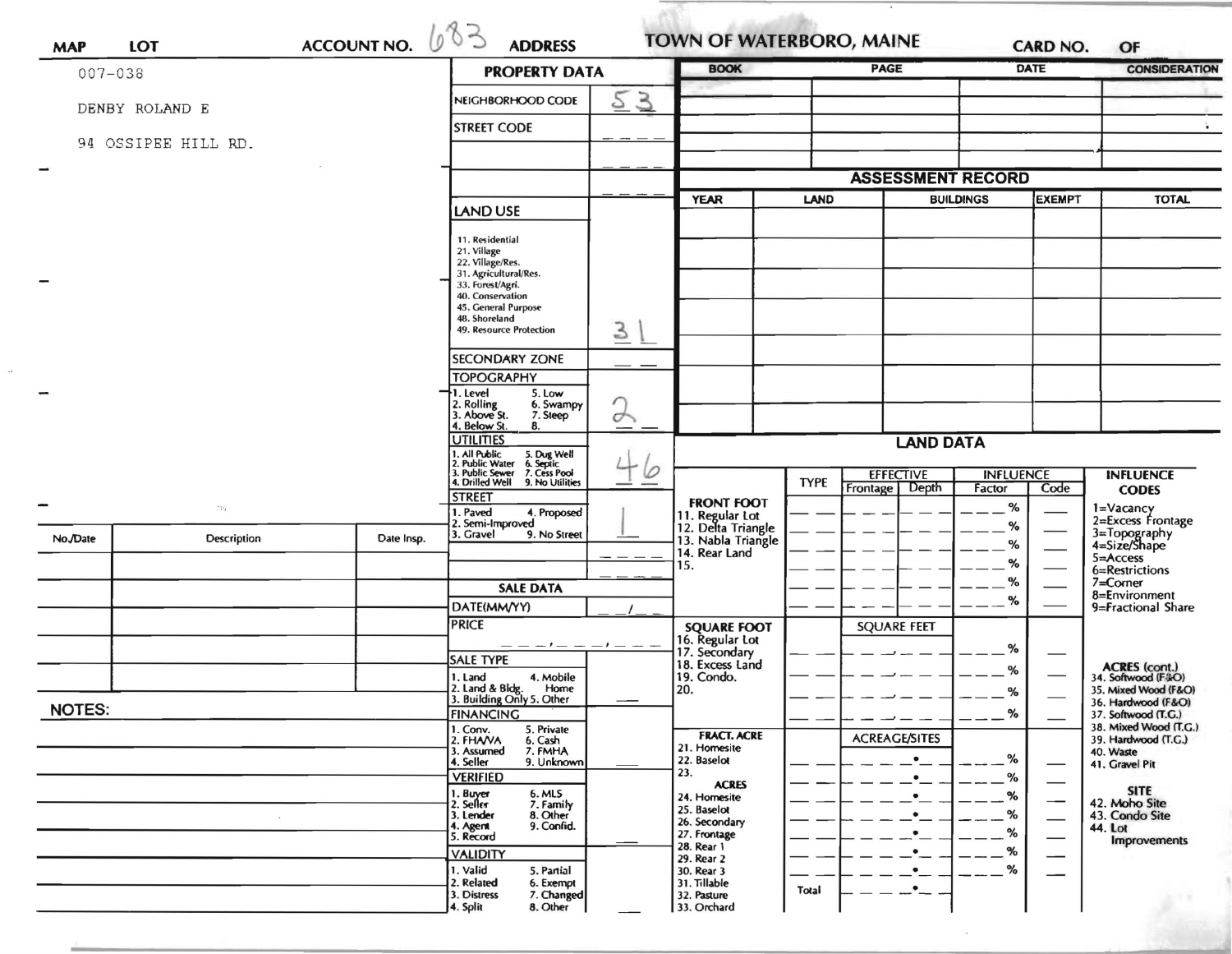| MAP | LOT | ACCOUNT NO. 683 | ADDRESS | TOWN OF WATERBORO, MAINE | CARD NO. | OF |
|---|---|---|---|---|---|---|

007-036

DENBY ROLAND E

94 OSSIPEE HILL RD.

## PROPERTY DATA

| | |
|---|---|
| NEIGHBORHOOD CODE | 53 |
| STREET CODE | |
| LAND USE | 31 |
| SECONDARY ZONE | |
| TOPOGRAPHY | 2 |
| UTILITIES | 46 |
| STREET | 1 |

LAND USE: 11. Residential, 21. Village, 22. Village/Res., 31. Agricultural/Res., 33. Forest/Agri., 40. Conservation, 45. General Purpose, 48. Shoreland, 49. Resource Protection

TOPOGRAPHY: 1. Level, 2. Rolling, 3. Above St., 4. Below St., 5. Low, 6. Swampy, 7. Steep, 8.

UTILITIES: 1. All Public, 2. Public Water, 3. Public Sewer, 4. Drilled Well, 5. Dug Well, 6. Septic, 7. Cess Pool, 9. No Utilities

STREET: 1. Paved, 2. Semi-Improved, 3. Gravel, 4. Proposed, 9. No Street

## SALE DATA

DATE(MM/YY) ___/___

PRICE ___,___,___

SALE TYPE: 1. Land, 2. Land & Bldg., 3. Building Only, 4. Mobile Home, 5. Other

FINANCING: 1. Conv., 2. FHA/VA, 3. Assumed, 4. Seller, 5. Private, 6. Cash, 7. FMHA, 9. Unknown

VERIFIED: 1. Buyer, 2. Seller, 3. Lender, 4. Agent, 5. Record, 6. MLS, 7. Family, 8. Other, 9. Confid.

VALIDITY: 1. Valid, 2. Related, 3. Distress, 4. Split, 5. Partial, 6. Exempt, 7. Changed, 8. Other

| BOOK | PAGE | DATE | CONSIDERATION |
|---|---|---|---|
| | | | |
| | | | |
| | | | |
| | | | |

## ASSESSMENT RECORD

| YEAR | LAND | BUILDINGS | EXEMPT | TOTAL |
|---|---|---|---|---|
| | | | | |
| | | | | |
| | | | | |
| | | | | |
| | | | | |
| | | | | |

## LAND DATA

| | TYPE | EFFECTIVE Frontage | EFFECTIVE Depth | INFLUENCE Factor | INFLUENCE Code |
|---|---|---|---|---|---|
| FRONT FOOT: 11. Regular Lot, 12. Delta Triangle, 13. Nabla Triangle, 14. Rear Land, 15. | | | | % | |
| SQUARE FOOT: 16. Regular Lot, 17. Secondary, 18. Excess Land, 19. Condo., 20. | | SQUARE FEET | | % | |
| FRACT. ACRE: 21. Homesite, 22. Baselot, 23. ACRES: 24. Homesite, 25. Baselot, 26. Secondary, 27. Frontage, 28. Rear 1, 29. Rear 2, 30. Rear 3, 31. Tillable, 32. Pasture, 33. Orchard | | ACREAGE/SITES | | % | |
| | Total | | | | |

INFLUENCE CODES: 1=Vacancy, 2=Excess Frontage, 3=Topography, 4=Size/Shape, 5=Access, 6=Restrictions, 7=Corner, 8=Environment, 9=Fractional Share

ACRES (cont.): 34. Softwood (F&O), 35. Mixed Wood (F&O), 36. Hardwood (F&O), 37. Softwood (T.G.), 38. Mixed Wood (T.G.), 39. Hardwood (T.G.), 40. Waste, 41. Gravel Pit

SITE: 42. Moho Site, 43. Condo Site, 44. Lot Improvements

| No./Date | Description | Date Insp. |
|---|---|---|
| | | |
| | | |
| | | |
| | | |
| | | |
| | | |

NOTES: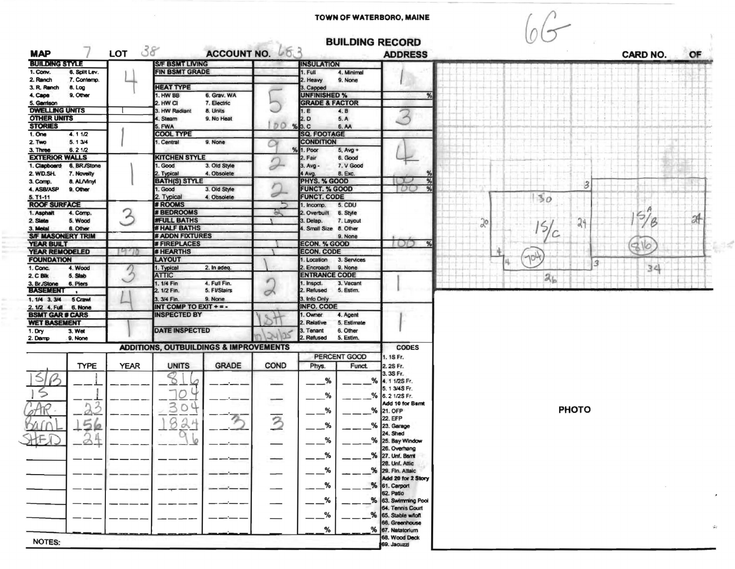# TOWN OF WATERBORO, MAINE

6G

## BUILDING RECORD

MAP 7 LOT 38 ACCOUNT NO. 683 ADDRESS CARD NO. OF

| | | | | | |
|---|---|---|---|---|---|
| **BUILDING STYLE** 1. Conv. 6. Split Lev. 2. Ranch 7. Contemp. 3. R. Ranch 8. Log 4. Cape 9. Other 5. Garrison | 4 | **S/F BSMT LIVING** | | **INSULATION** 1. Full 4. Minimal 2. Heavy 9. None 3. Capped | 1 |
| **DWELLING UNITS** | 1 | **FIN BSMT GRADE** | | **UNFINISHED %** | % |
| **OTHER UNITS** | | **HEAT TYPE** 1. HW BB 6. Grav. WA 2. HW CI 7. Electric 3. HW Radiant 8. Units 4. Steam 9. No Heat 5. FWA | 5 / 100 % | **GRADE & FACTOR** 1. E 4. B 2. D 5. A 3. C 6. AA | 3 % |
| **STORIES** 1. One 4. 1 1/2 2. Two 5. 1 3/4 3. Three 6. 2 1/2 | 1 | **COOL TYPE** 1. Central 9. None | 9 % | **SQ. FOOTAGE** | |
| **EXTERIOR WALLS** 1. Clapboard 6. BR./Stone 2. WD.SH. 7. Novelty 3. Comp. 8. AL/Vinyl 4. ASB/ASP 9. Other 5. T1-11 | 1 | **KITCHEN STYLE** 1. Good 3. Old Style 2. Typical 4. Obsolete | 2 | **CONDITION** 1. Poor 5. Avg + 2. Fair 6. Good 3. Avg - 7. V Good 4 Avg. 8. Exc. | 4 % |
| | | **BATH(S) STYLE** 1. Good 3. Old Style 2. Typical 4. Obsolete | 2 | **PHYS. % GOOD** | 100 % |
| | | | | **FUNCT. % GOOD** | 100 % |
| **ROOF SURFACE** 1. Asphalt 4. Comp. 2. Slate 5. Wood 3. Metal 6. Other | 3 | **# ROOMS** | 5 | **FUNCT. CODE** 1. Incomp. 5. CDU 2. Overbuilt 6. Style 3. Delap. 7. Layout 4. Small Size 8. Other 9. None | |
| | | **# BEDROOMS** | 2 | | |
| | | **#FULL BATHS** | 1 | | |
| | | **# HALF BATHS** | | | |
| | | **# ADDN FIXTURES** | | | |
| **S/F MASONERY TRIM** | | **# FIREPLACES** | 1 | **ECON. % GOOD** | 100 % |
| **YEAR BUILT** | | **# HEARTHS** | 1 | **ECON. CODE** 1. Location 3. Services 2. Encroach 9. None | |
| **YEAR REMODELED** | 1970 | | | | |
| **FOUNDATION** 1. Conc. 4. Wood 2. C Blk 5. Slab 3. Br./Stone 6. Piers | 3 | **LAYOUT** 1. Typical 2. In adeq. | 1 | **ENTRANCE CODE** 1. Inspct. 3. Vacant 2. Refused 5. Estim. | 1 |
| **BASEMENT** 1. 1/4 3. 3/4 5 Crawl 2. 1/2 4. Full 6. None | 4 | **ATTIC** 1. 1/4 Fin 4. Full Fin. 2. 1/2 Fin. 5. Fl/Stairs 3. 3/4 Fin. 9. None | 2 | **INFO. CODE** 1. Owner 4. Agent 2. Relative 5. Estimate 3. Tenant 6. Other 2. Refused 5. Estim. | 1 |
| **BSMT GAR # CARS** | | **INT COMP TO EXIT + = -** | | | |
| **WET BASEMENT** 1. Dry 3. Wet 2. Damp 9. None | 1 | **INSPECTED BY** | YSH | | |
| | | **DATE INSPECTED** | 10/24/05 | | |

## ADDITIONS, OUTBUILDINGS & IMPROVEMENTS

| | TYPE | YEAR | UNITS | GRADE | COND | PERCENT GOOD Phys. | Funct. |
|---|---|---|---|---|---|---|---|
| 15/B | 1 | | 816 | | | % | % |
| 15 | 1 | | 704 | | | % | % |
| GAR. | 23 | | 304 | | | % | % |
| Barn | 156 | | 1824 | 3 | 3 | % | % |
| SHED | 24 | | 96 | | | % | % |
| | | | | | | % | % |
| | | | | | | % | % |
| | | | | | | % | % |
| | | | | | | % | % |
| | | | | | | % | % |
| | | | | | | % | % |

**CODES**
1. 1S Fr.
2. 2S Fr.
3. 3S Fr.
4. 1 1/2S Fr.
5. 1 3/4S Fr.
6. 2 1/2S Fr.
Add 10 for Bsmt
21. OFP
22. EFP
23. Garage
24. Shed
25. Bay Window
26. Overhang
27. Unf. Bsmt
28. Unf. Attic
29. Fin. Attaic
Add 20 for 2 Story
61. Carport
62. Patio
63. Swimming Pool
64. Tennis Court
65. Stable w/loft
66. Greenhouse
67. Natatorium
68. Wood Deck
69. Jacuzzi

NOTES:

Sketch: 130; 20; 15/C; 24; (704); 4; 4; 26; 3; 15/B (A); 24; (816); 3; 34

PHOTO